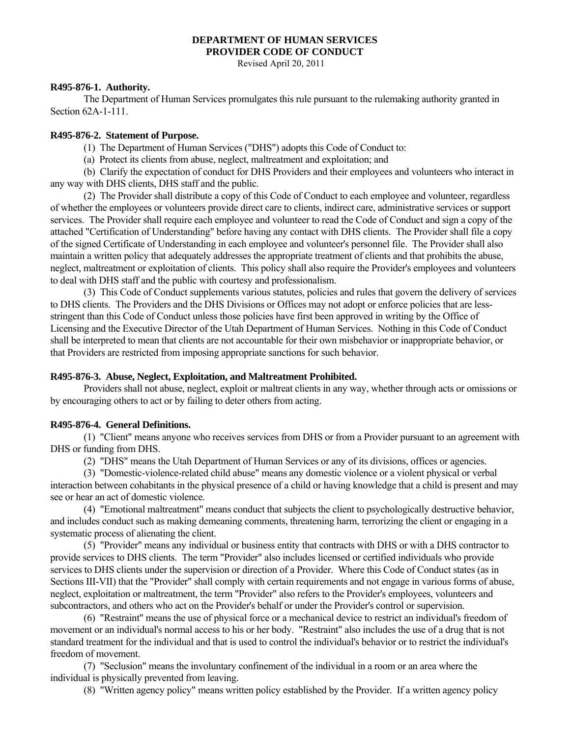# DEPARTMENT OF HUMAN SERVICES
# PROVIDER CODE OF CONDUCT

Revised April 20, 2011

**R495-876-1. Authority.**

The Department of Human Services promulgates this rule pursuant to the rulemaking authority granted in Section 62A-1-111.

**R495-876-2. Statement of Purpose.**

(1) The Department of Human Services ("DHS") adopts this Code of Conduct to:

(a) Protect its clients from abuse, neglect, maltreatment and exploitation; and

(b) Clarify the expectation of conduct for DHS Providers and their employees and volunteers who interact in any way with DHS clients, DHS staff and the public.

(2) The Provider shall distribute a copy of this Code of Conduct to each employee and volunteer, regardless of whether the employees or volunteers provide direct care to clients, indirect care, administrative services or support services. The Provider shall require each employee and volunteer to read the Code of Conduct and sign a copy of the attached "Certification of Understanding" before having any contact with DHS clients. The Provider shall file a copy of the signed Certificate of Understanding in each employee and volunteer's personnel file. The Provider shall also maintain a written policy that adequately addresses the appropriate treatment of clients and that prohibits the abuse, neglect, maltreatment or exploitation of clients. This policy shall also require the Provider's employees and volunteers to deal with DHS staff and the public with courtesy and professionalism.

(3) This Code of Conduct supplements various statutes, policies and rules that govern the delivery of services to DHS clients. The Providers and the DHS Divisions or Offices may not adopt or enforce policies that are less-stringent than this Code of Conduct unless those policies have first been approved in writing by the Office of Licensing and the Executive Director of the Utah Department of Human Services. Nothing in this Code of Conduct shall be interpreted to mean that clients are not accountable for their own misbehavior or inappropriate behavior, or that Providers are restricted from imposing appropriate sanctions for such behavior.

**R495-876-3. Abuse, Neglect, Exploitation, and Maltreatment Prohibited.**

Providers shall not abuse, neglect, exploit or maltreat clients in any way, whether through acts or omissions or by encouraging others to act or by failing to deter others from acting.

**R495-876-4. General Definitions.**

(1) "Client" means anyone who receives services from DHS or from a Provider pursuant to an agreement with DHS or funding from DHS.

(2) "DHS" means the Utah Department of Human Services or any of its divisions, offices or agencies.

(3) "Domestic-violence-related child abuse" means any domestic violence or a violent physical or verbal interaction between cohabitants in the physical presence of a child or having knowledge that a child is present and may see or hear an act of domestic violence.

(4) "Emotional maltreatment" means conduct that subjects the client to psychologically destructive behavior, and includes conduct such as making demeaning comments, threatening harm, terrorizing the client or engaging in a systematic process of alienating the client.

(5) "Provider" means any individual or business entity that contracts with DHS or with a DHS contractor to provide services to DHS clients. The term "Provider" also includes licensed or certified individuals who provide services to DHS clients under the supervision or direction of a Provider. Where this Code of Conduct states (as in Sections III-VII) that the "Provider" shall comply with certain requirements and not engage in various forms of abuse, neglect, exploitation or maltreatment, the term "Provider" also refers to the Provider's employees, volunteers and subcontractors, and others who act on the Provider's behalf or under the Provider's control or supervision.

(6) "Restraint" means the use of physical force or a mechanical device to restrict an individual's freedom of movement or an individual's normal access to his or her body. "Restraint" also includes the use of a drug that is not standard treatment for the individual and that is used to control the individual's behavior or to restrict the individual's freedom of movement.

(7) "Seclusion" means the involuntary confinement of the individual in a room or an area where the individual is physically prevented from leaving.

(8) "Written agency policy" means written policy established by the Provider. If a written agency policy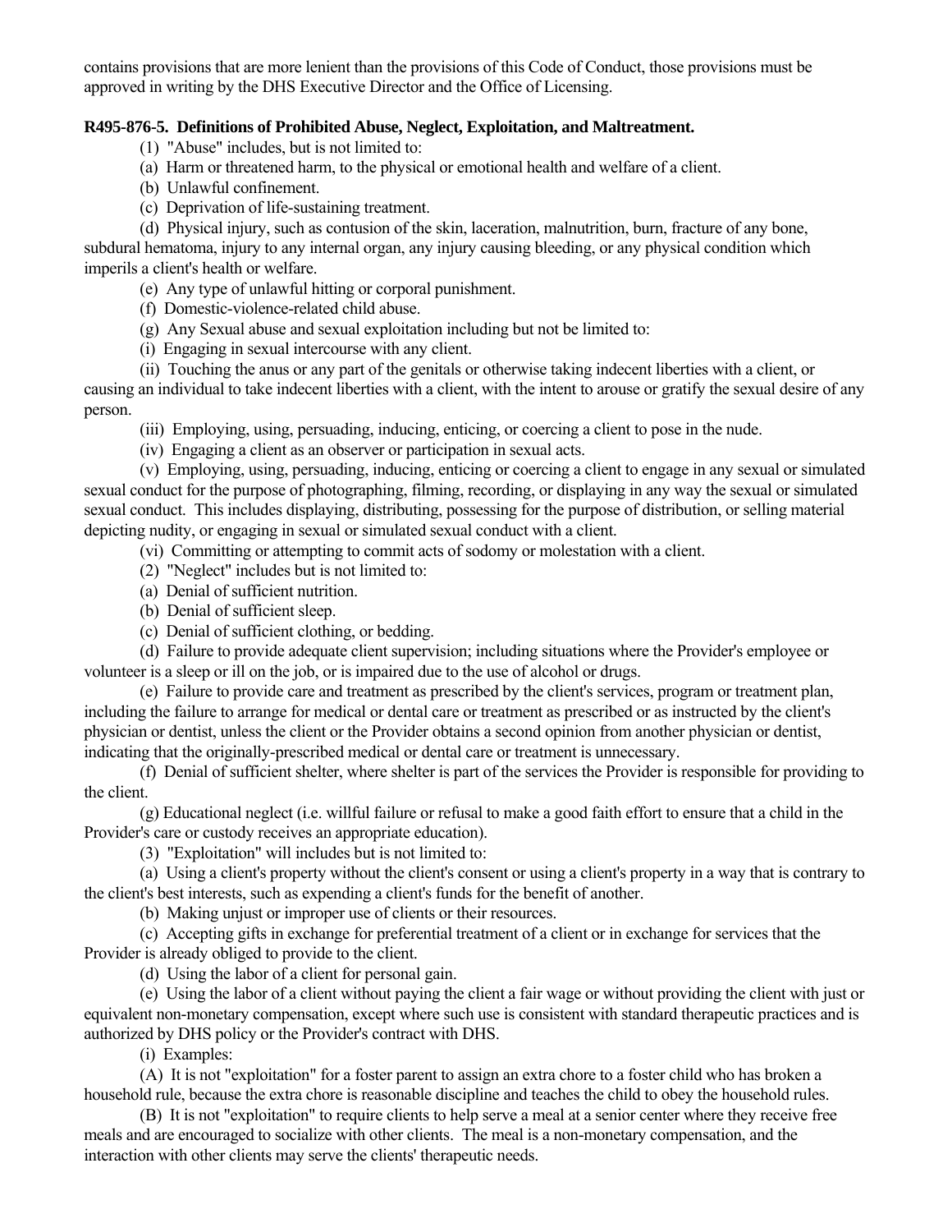contains provisions that are more lenient than the provisions of this Code of Conduct, those provisions must be approved in writing by the DHS Executive Director and the Office of Licensing.

**R495-876-5. Definitions of Prohibited Abuse, Neglect, Exploitation, and Maltreatment.**

(1) "Abuse" includes, but is not limited to:

(a) Harm or threatened harm, to the physical or emotional health and welfare of a client.

(b) Unlawful confinement.

(c) Deprivation of life-sustaining treatment.

(d) Physical injury, such as contusion of the skin, laceration, malnutrition, burn, fracture of any bone, subdural hematoma, injury to any internal organ, any injury causing bleeding, or any physical condition which imperils a client's health or welfare.

(e) Any type of unlawful hitting or corporal punishment.

(f) Domestic-violence-related child abuse.

(g) Any Sexual abuse and sexual exploitation including but not be limited to:

(i) Engaging in sexual intercourse with any client.

(ii) Touching the anus or any part of the genitals or otherwise taking indecent liberties with a client, or causing an individual to take indecent liberties with a client, with the intent to arouse or gratify the sexual desire of any person.

(iii) Employing, using, persuading, inducing, enticing, or coercing a client to pose in the nude.

(iv) Engaging a client as an observer or participation in sexual acts.

(v) Employing, using, persuading, inducing, enticing or coercing a client to engage in any sexual or simulated sexual conduct for the purpose of photographing, filming, recording, or displaying in any way the sexual or simulated sexual conduct. This includes displaying, distributing, possessing for the purpose of distribution, or selling material depicting nudity, or engaging in sexual or simulated sexual conduct with a client.

(vi) Committing or attempting to commit acts of sodomy or molestation with a client.

(2) "Neglect" includes but is not limited to:

(a) Denial of sufficient nutrition.

(b) Denial of sufficient sleep.

(c) Denial of sufficient clothing, or bedding.

(d) Failure to provide adequate client supervision; including situations where the Provider's employee or volunteer is a sleep or ill on the job, or is impaired due to the use of alcohol or drugs.

(e) Failure to provide care and treatment as prescribed by the client's services, program or treatment plan, including the failure to arrange for medical or dental care or treatment as prescribed or as instructed by the client's physician or dentist, unless the client or the Provider obtains a second opinion from another physician or dentist, indicating that the originally-prescribed medical or dental care or treatment is unnecessary.

(f) Denial of sufficient shelter, where shelter is part of the services the Provider is responsible for providing to the client.

(g) Educational neglect (i.e. willful failure or refusal to make a good faith effort to ensure that a child in the Provider's care or custody receives an appropriate education).

(3) "Exploitation" will includes but is not limited to:

(a) Using a client's property without the client's consent or using a client's property in a way that is contrary to the client's best interests, such as expending a client's funds for the benefit of another.

(b) Making unjust or improper use of clients or their resources.

(c) Accepting gifts in exchange for preferential treatment of a client or in exchange for services that the Provider is already obliged to provide to the client.

(d) Using the labor of a client for personal gain.

(e) Using the labor of a client without paying the client a fair wage or without providing the client with just or equivalent non-monetary compensation, except where such use is consistent with standard therapeutic practices and is authorized by DHS policy or the Provider's contract with DHS.

(i) Examples:

(A) It is not "exploitation" for a foster parent to assign an extra chore to a foster child who has broken a household rule, because the extra chore is reasonable discipline and teaches the child to obey the household rules.

(B) It is not "exploitation" to require clients to help serve a meal at a senior center where they receive free meals and are encouraged to socialize with other clients. The meal is a non-monetary compensation, and the interaction with other clients may serve the clients' therapeutic needs.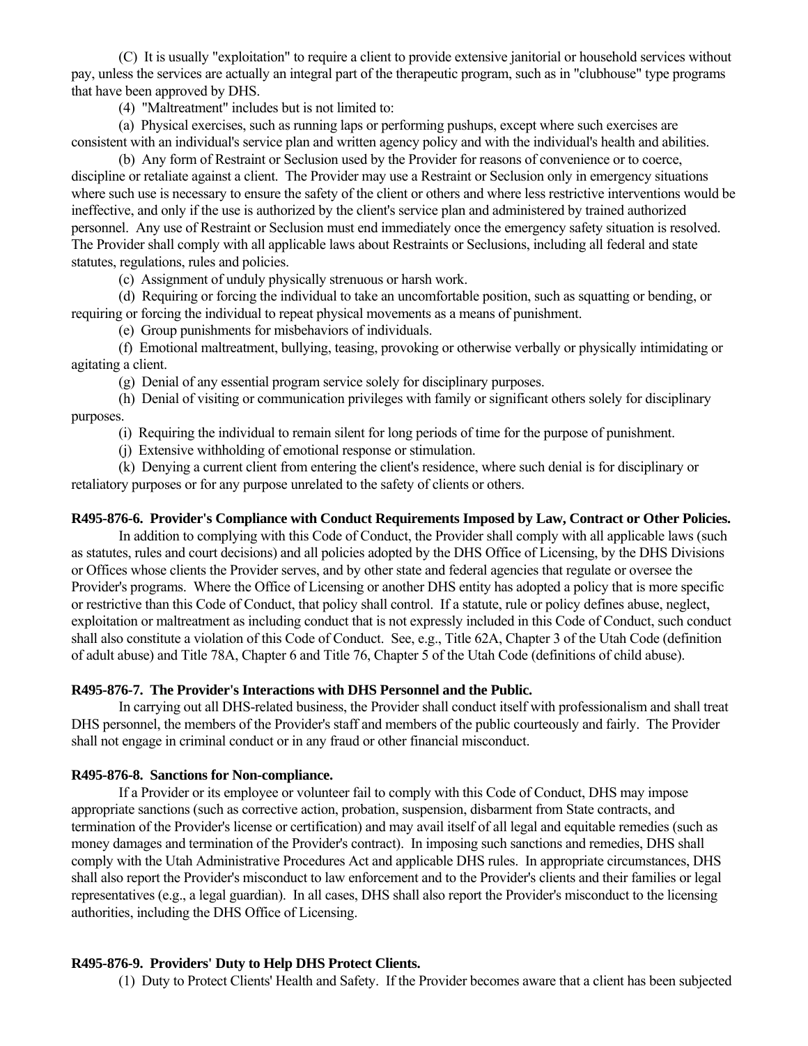(C) It is usually "exploitation" to require a client to provide extensive janitorial or household services without pay, unless the services are actually an integral part of the therapeutic program, such as in "clubhouse" type programs that have been approved by DHS.

(4) "Maltreatment" includes but is not limited to:

(a) Physical exercises, such as running laps or performing pushups, except where such exercises are consistent with an individual's service plan and written agency policy and with the individual's health and abilities.

(b) Any form of Restraint or Seclusion used by the Provider for reasons of convenience or to coerce, discipline or retaliate against a client. The Provider may use a Restraint or Seclusion only in emergency situations where such use is necessary to ensure the safety of the client or others and where less restrictive interventions would be ineffective, and only if the use is authorized by the client's service plan and administered by trained authorized personnel. Any use of Restraint or Seclusion must end immediately once the emergency safety situation is resolved. The Provider shall comply with all applicable laws about Restraints or Seclusions, including all federal and state statutes, regulations, rules and policies.

(c) Assignment of unduly physically strenuous or harsh work.

(d) Requiring or forcing the individual to take an uncomfortable position, such as squatting or bending, or requiring or forcing the individual to repeat physical movements as a means of punishment.

(e) Group punishments for misbehaviors of individuals.

(f) Emotional maltreatment, bullying, teasing, provoking or otherwise verbally or physically intimidating or agitating a client.

(g) Denial of any essential program service solely for disciplinary purposes.

(h) Denial of visiting or communication privileges with family or significant others solely for disciplinary purposes.

(i) Requiring the individual to remain silent for long periods of time for the purpose of punishment.

(j) Extensive withholding of emotional response or stimulation.

(k) Denying a current client from entering the client's residence, where such denial is for disciplinary or retaliatory purposes or for any purpose unrelated to the safety of clients or others.

**R495-876-6. Provider's Compliance with Conduct Requirements Imposed by Law, Contract or Other Policies.**

In addition to complying with this Code of Conduct, the Provider shall comply with all applicable laws (such as statutes, rules and court decisions) and all policies adopted by the DHS Office of Licensing, by the DHS Divisions or Offices whose clients the Provider serves, and by other state and federal agencies that regulate or oversee the Provider's programs. Where the Office of Licensing or another DHS entity has adopted a policy that is more specific or restrictive than this Code of Conduct, that policy shall control. If a statute, rule or policy defines abuse, neglect, exploitation or maltreatment as including conduct that is not expressly included in this Code of Conduct, such conduct shall also constitute a violation of this Code of Conduct. See, e.g., Title 62A, Chapter 3 of the Utah Code (definition of adult abuse) and Title 78A, Chapter 6 and Title 76, Chapter 5 of the Utah Code (definitions of child abuse).

**R495-876-7. The Provider's Interactions with DHS Personnel and the Public.**

In carrying out all DHS-related business, the Provider shall conduct itself with professionalism and shall treat DHS personnel, the members of the Provider's staff and members of the public courteously and fairly. The Provider shall not engage in criminal conduct or in any fraud or other financial misconduct.

**R495-876-8. Sanctions for Non-compliance.**

If a Provider or its employee or volunteer fail to comply with this Code of Conduct, DHS may impose appropriate sanctions (such as corrective action, probation, suspension, disbarment from State contracts, and termination of the Provider's license or certification) and may avail itself of all legal and equitable remedies (such as money damages and termination of the Provider's contract). In imposing such sanctions and remedies, DHS shall comply with the Utah Administrative Procedures Act and applicable DHS rules. In appropriate circumstances, DHS shall also report the Provider's misconduct to law enforcement and to the Provider's clients and their families or legal representatives (e.g., a legal guardian). In all cases, DHS shall also report the Provider's misconduct to the licensing authorities, including the DHS Office of Licensing.

**R495-876-9. Providers' Duty to Help DHS Protect Clients.**

(1) Duty to Protect Clients' Health and Safety. If the Provider becomes aware that a client has been subjected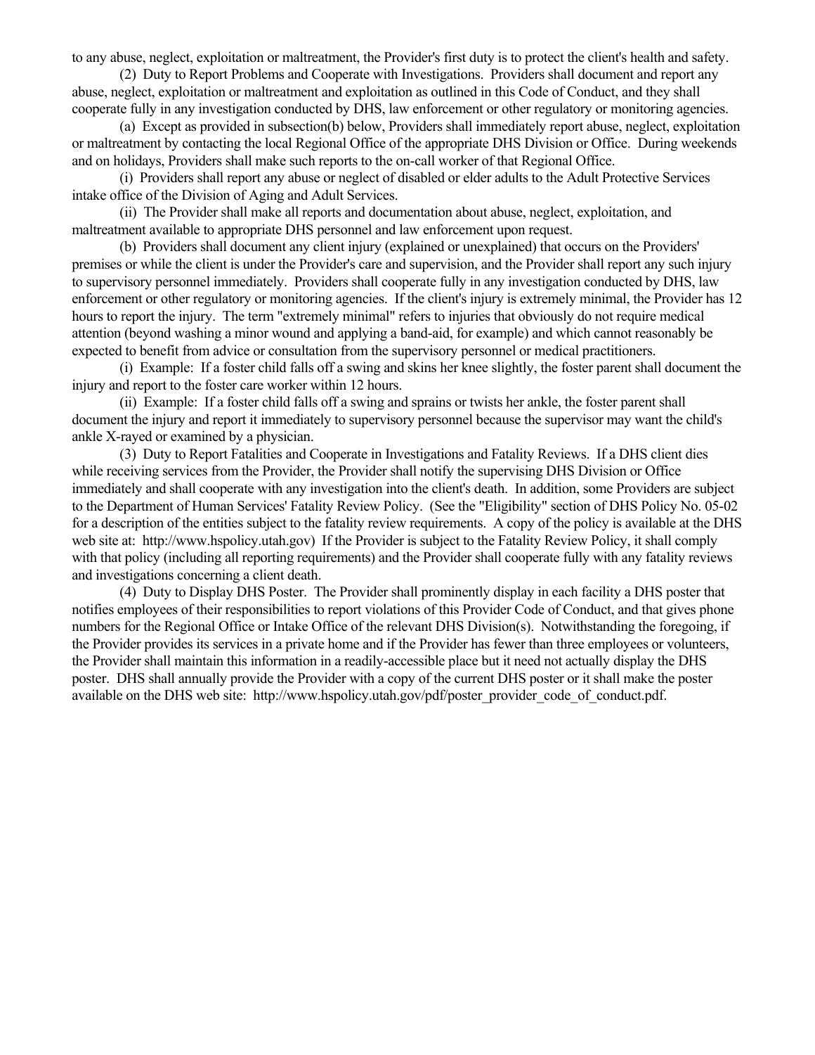to any abuse, neglect, exploitation or maltreatment, the Provider's first duty is to protect the client's health and safety.

(2) Duty to Report Problems and Cooperate with Investigations. Providers shall document and report any abuse, neglect, exploitation or maltreatment and exploitation as outlined in this Code of Conduct, and they shall cooperate fully in any investigation conducted by DHS, law enforcement or other regulatory or monitoring agencies.

(a) Except as provided in subsection(b) below, Providers shall immediately report abuse, neglect, exploitation or maltreatment by contacting the local Regional Office of the appropriate DHS Division or Office. During weekends and on holidays, Providers shall make such reports to the on-call worker of that Regional Office.

(i) Providers shall report any abuse or neglect of disabled or elder adults to the Adult Protective Services intake office of the Division of Aging and Adult Services.

(ii) The Provider shall make all reports and documentation about abuse, neglect, exploitation, and maltreatment available to appropriate DHS personnel and law enforcement upon request.

(b) Providers shall document any client injury (explained or unexplained) that occurs on the Providers' premises or while the client is under the Provider's care and supervision, and the Provider shall report any such injury to supervisory personnel immediately. Providers shall cooperate fully in any investigation conducted by DHS, law enforcement or other regulatory or monitoring agencies. If the client's injury is extremely minimal, the Provider has 12 hours to report the injury. The term "extremely minimal" refers to injuries that obviously do not require medical attention (beyond washing a minor wound and applying a band-aid, for example) and which cannot reasonably be expected to benefit from advice or consultation from the supervisory personnel or medical practitioners.

(i) Example: If a foster child falls off a swing and skins her knee slightly, the foster parent shall document the injury and report to the foster care worker within 12 hours.

(ii) Example: If a foster child falls off a swing and sprains or twists her ankle, the foster parent shall document the injury and report it immediately to supervisory personnel because the supervisor may want the child's ankle X-rayed or examined by a physician.

(3) Duty to Report Fatalities and Cooperate in Investigations and Fatality Reviews. If a DHS client dies while receiving services from the Provider, the Provider shall notify the supervising DHS Division or Office immediately and shall cooperate with any investigation into the client's death. In addition, some Providers are subject to the Department of Human Services' Fatality Review Policy. (See the "Eligibility" section of DHS Policy No. 05-02 for a description of the entities subject to the fatality review requirements. A copy of the policy is available at the DHS web site at: http://www.hspolicy.utah.gov) If the Provider is subject to the Fatality Review Policy, it shall comply with that policy (including all reporting requirements) and the Provider shall cooperate fully with any fatality reviews and investigations concerning a client death.

(4) Duty to Display DHS Poster. The Provider shall prominently display in each facility a DHS poster that notifies employees of their responsibilities to report violations of this Provider Code of Conduct, and that gives phone numbers for the Regional Office or Intake Office of the relevant DHS Division(s). Notwithstanding the foregoing, if the Provider provides its services in a private home and if the Provider has fewer than three employees or volunteers, the Provider shall maintain this information in a readily-accessible place but it need not actually display the DHS poster. DHS shall annually provide the Provider with a copy of the current DHS poster or it shall make the poster available on the DHS web site: http://www.hspolicy.utah.gov/pdf/poster_provider_code_of_conduct.pdf.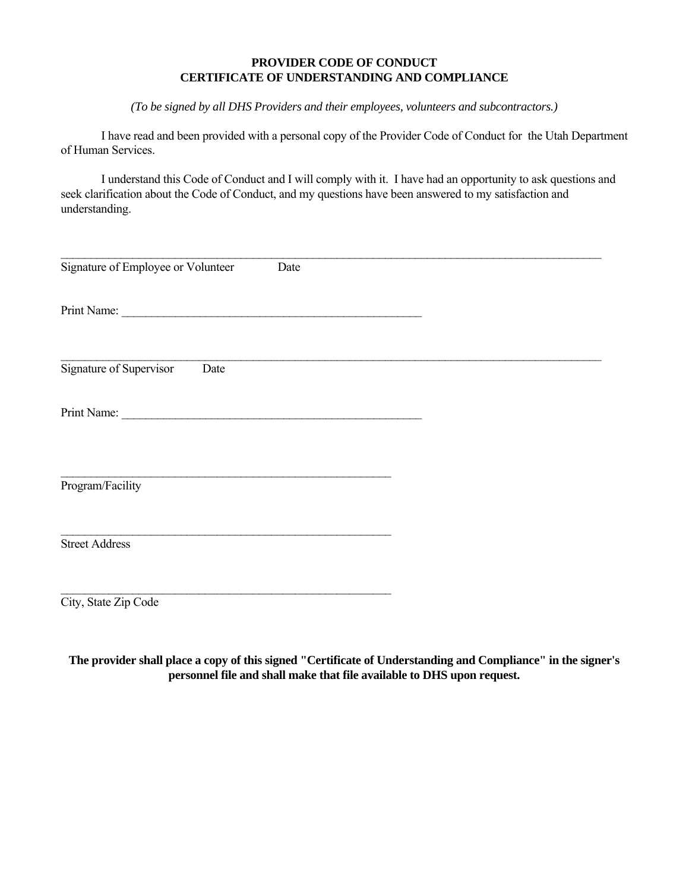**PROVIDER CODE OF CONDUCT**
**CERTIFICATE OF UNDERSTANDING AND COMPLIANCE**

*(To be signed by all DHS Providers and their employees, volunteers and subcontractors.)*

I have read and been provided with a personal copy of the Provider Code of Conduct for the Utah Department of Human Services.

I understand this Code of Conduct and I will comply with it. I have had an opportunity to ask questions and seek clarification about the Code of Conduct, and my questions have been answered to my satisfaction and understanding.

\_\_\_\_\_\_\_\_\_\_\_\_\_\_\_\_\_\_\_\_\_\_\_\_\_\_\_\_\_\_\_\_\_\_\_\_\_\_\_\_\_\_\_\_\_\_\_\_\_\_\_\_\_\_\_\_\_\_\_\_\_\_\_\_\_\_\_\_\_\_\_\_\_\_\_\_\_\_\_\_\_\_\_\_\_\_\_\_\_\_\_\_\_\_
Signature of Employee or Volunteer                Date

Print Name: \_\_\_\_\_\_\_\_\_\_\_\_\_\_\_\_\_\_\_\_\_\_\_\_\_\_\_\_\_\_\_\_\_\_\_\_\_\_\_\_\_\_\_\_\_\_\_\_\_\_\_\_\_

\_\_\_\_\_\_\_\_\_\_\_\_\_\_\_\_\_\_\_\_\_\_\_\_\_\_\_\_\_\_\_\_\_\_\_\_\_\_\_\_\_\_\_\_\_\_\_\_\_\_\_\_\_\_\_\_\_\_\_\_\_\_\_\_\_\_\_\_\_\_\_\_\_\_\_\_\_\_\_\_\_\_\_\_\_\_\_\_\_\_\_\_\_\_
Signature of Supervisor          Date

Print Name: \_\_\_\_\_\_\_\_\_\_\_\_\_\_\_\_\_\_\_\_\_\_\_\_\_\_\_\_\_\_\_\_\_\_\_\_\_\_\_\_\_\_\_\_\_\_\_\_\_\_\_\_\_

\_\_\_\_\_\_\_\_\_\_\_\_\_\_\_\_\_\_\_\_\_\_\_\_\_\_\_\_\_\_\_\_\_\_\_\_\_\_\_\_\_\_\_\_\_\_\_\_\_\_\_\_\_\_\_\_\_\_
Program/Facility

\_\_\_\_\_\_\_\_\_\_\_\_\_\_\_\_\_\_\_\_\_\_\_\_\_\_\_\_\_\_\_\_\_\_\_\_\_\_\_\_\_\_\_\_\_\_\_\_\_\_\_\_\_\_\_\_\_\_
Street Address

\_\_\_\_\_\_\_\_\_\_\_\_\_\_\_\_\_\_\_\_\_\_\_\_\_\_\_\_\_\_\_\_\_\_\_\_\_\_\_\_\_\_\_\_\_\_\_\_\_\_\_\_\_\_\_\_\_\_
City, State Zip Code

**The provider shall place a copy of this signed "Certificate of Understanding and Compliance" in the signer's personnel file and shall make that file available to DHS upon request.**